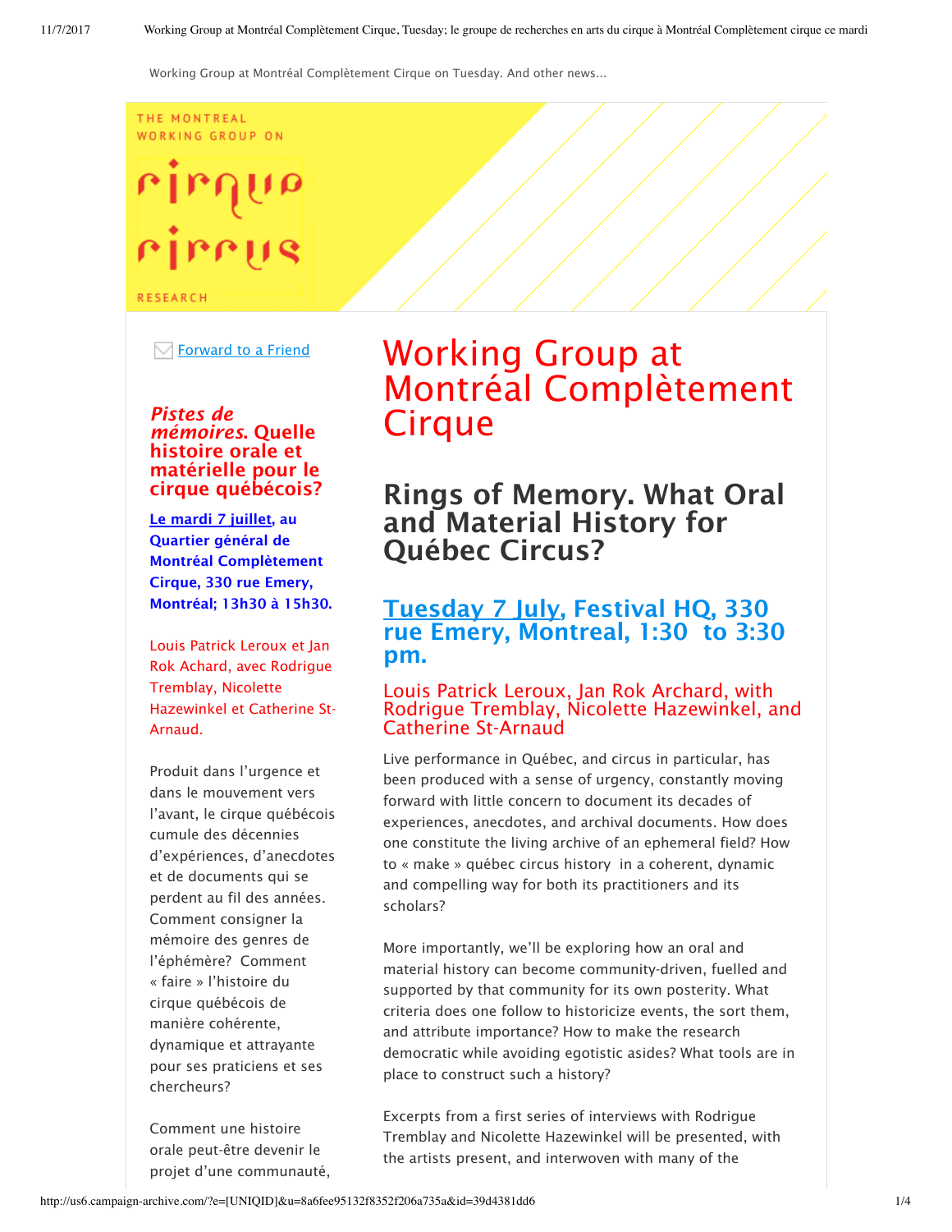Working Group at Montréal Complètement Cirque on Tuesday. And other news...

THE MONTREAL WORKING GROUP ON

cirque circus

RESEARCH

Forward to a Friend

***Pistes de mémoires*. Quelle histoire orale et matérielle pour le cirque québécois?**

**Le mardi 7 juillet, au Quartier général de Montréal Complètement Cirque, 330 rue Emery, Montréal; 13h30 à 15h30.**

Louis Patrick Leroux et Jan Rok Achard, avec Rodrigue Tremblay, Nicolette Hazewinkel et Catherine St-Arnaud.

Produit dans l'urgence et dans le mouvement vers l'avant, le cirque québécois cumule des décennies d'expériences, d'anecdotes et de documents qui se perdent au fil des années. Comment consigner la mémoire des genres de l'éphémère? Comment « faire » l'histoire du cirque québécois de manière cohérente, dynamique et attrayante pour ses praticiens et ses chercheurs?

Comment une histoire orale peut-être devenir le projet d'une communauté,

# Working Group at Montréal Complètement Cirque

## Rings of Memory. What Oral and Material History for Québec Circus?

### Tuesday 7 July, Festival HQ, 330 rue Emery, Montreal, 1:30 to 3:30 pm.

#### Louis Patrick Leroux, Jan Rok Archard, with Rodrigue Tremblay, Nicolette Hazewinkel, and Catherine St-Arnaud

Live performance in Québec, and circus in particular, has been produced with a sense of urgency, constantly moving forward with little concern to document its decades of experiences, anecdotes, and archival documents. How does one constitute the living archive of an ephemeral field? How to « make » québec circus history in a coherent, dynamic and compelling way for both its practitioners and its scholars?

More importantly, we'll be exploring how an oral and material history can become community-driven, fuelled and supported by that community for its own posterity. What criteria does one follow to historicize events, the sort them, and attribute importance? How to make the research democratic while avoiding egotistic asides? What tools are in place to construct such a history?

Excerpts from a first series of interviews with Rodrigue Tremblay and Nicolette Hazewinkel will be presented, with the artists present, and interwoven with many of the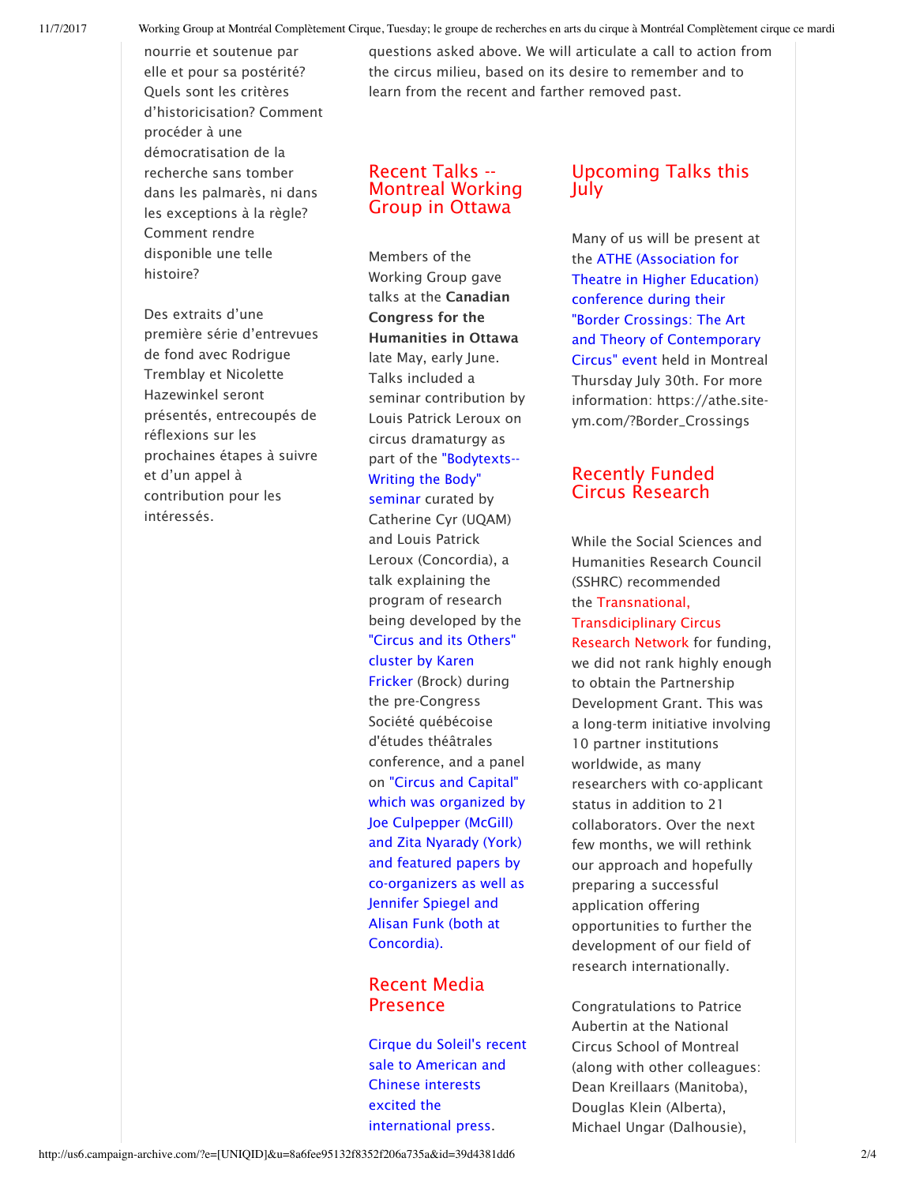nourrie et soutenue par elle et pour sa postérité? Quels sont les critères d'historicisation? Comment procéder à une démocratisation de la recherche sans tomber dans les palmarès, ni dans les exceptions à la règle? Comment rendre disponible une telle histoire?

Des extraits d'une première série d'entrevues de fond avec Rodrigue Tremblay et Nicolette Hazewinkel seront présentés, entrecoupés de réflexions sur les prochaines étapes à suivre et d'un appel à contribution pour les intéressés.

questions asked above. We will articulate a call to action from the circus milieu, based on its desire to remember and to learn from the recent and farther removed past.

## Recent Talks -- Montreal Working Group in Ottawa

Members of the Working Group gave talks at the **Canadian Congress for the Humanities in Ottawa** late May, early June. Talks included a seminar contribution by Louis Patrick Leroux on circus dramaturgy as part of the "Bodytexts--Writing the Body" seminar curated by Catherine Cyr (UQAM) and Louis Patrick Leroux (Concordia), a talk explaining the program of research being developed by the "Circus and its Others" cluster by Karen Fricker (Brock) during the pre-Congress Société québécoise d'études théâtrales conference, and a panel on "Circus and Capital" which was organized by Joe Culpepper (McGill) and Zita Nyarady (York) and featured papers by co-organizers as well as Jennifer Spiegel and Alisan Funk (both at Concordia).

## Recent Media Presence

Cirque du Soleil's recent sale to American and Chinese interests excited the international press.

## Upcoming Talks this July

Many of us will be present at the ATHE (Association for Theatre in Higher Education) conference during their "Border Crossings: The Art and Theory of Contemporary Circus" event held in Montreal Thursday July 30th. For more information: https://athe.site-ym.com/?Border_Crossings

## Recently Funded Circus Research

While the Social Sciences and Humanities Research Council (SSHRC) recommended the Transnational, Transdisciplinary Circus Research Network for funding, we did not rank highly enough to obtain the Partnership Development Grant. This was a long-term initiative involving 10 partner institutions worldwide, as many researchers with co-applicant status in addition to 21 collaborators. Over the next few months, we will rethink our approach and hopefully preparing a successful application offering opportunities to further the development of our field of research internationally.

Congratulations to Patrice Aubertin at the National Circus School of Montreal (along with other colleagues: Dean Kreillaars (Manitoba), Douglas Klein (Alberta), Michael Ungar (Dalhousie),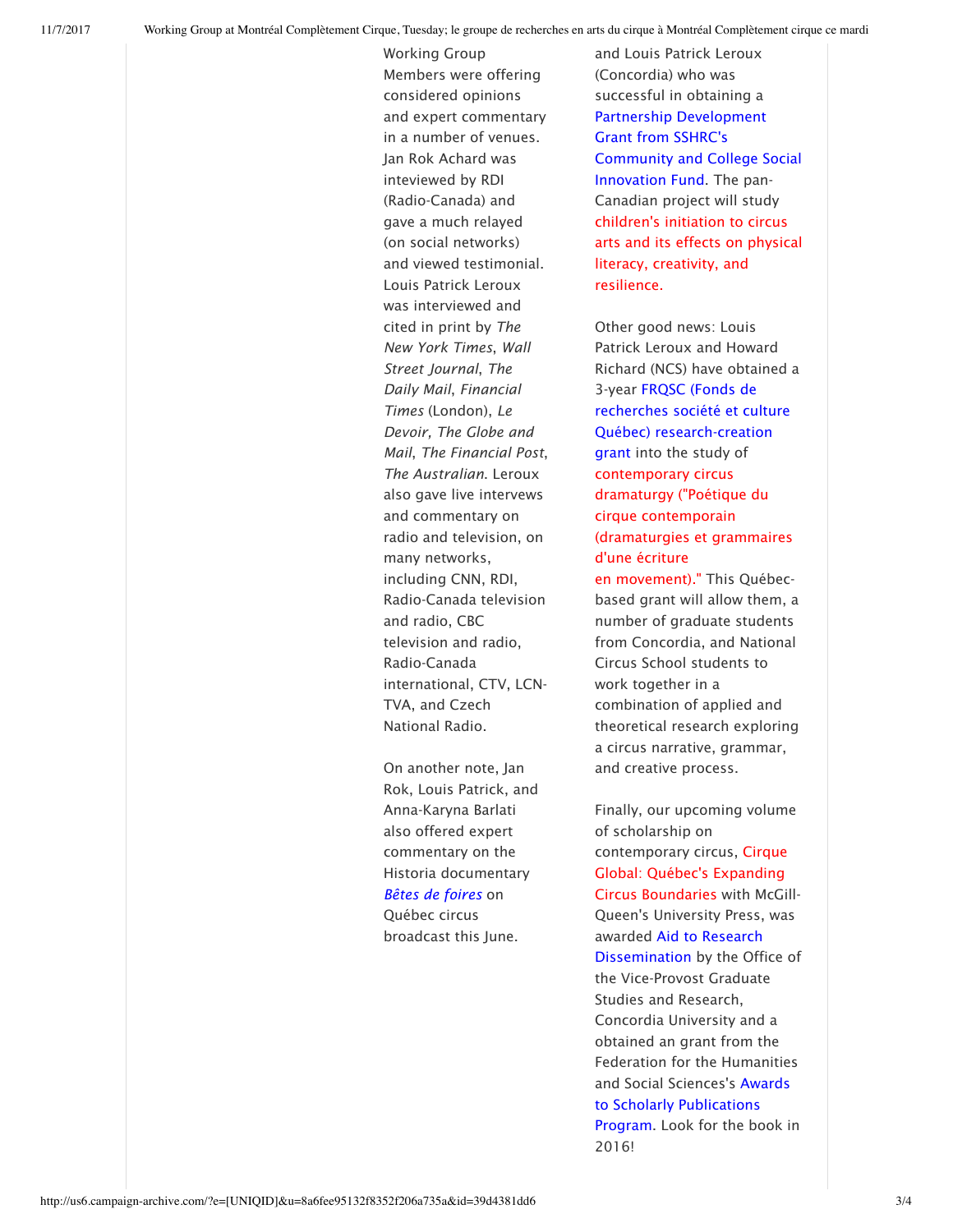Working Group Members were offering considered opinions and expert commentary in a number of venues. Jan Rok Achard was inteviewed by RDI (Radio-Canada) and gave a much relayed (on social networks) and viewed testimonial. Louis Patrick Leroux was interviewed and cited in print by *The New York Times*, *Wall Street Journal*, *The Daily Mail*, *Financial Times* (London), *Le Devoir, The Globe and Mail*, *The Financial Post*, *The Australian*. Leroux also gave live intervews and commentary on radio and television, on many networks, including CNN, RDI, Radio-Canada television and radio, CBC television and radio, Radio-Canada international, CTV, LCN-TVA, and Czech National Radio.

On another note, Jan Rok, Louis Patrick, and Anna-Karyna Barlati also offered expert commentary on the Historia documentary *Bêtes de foires* on Québec circus broadcast this June.

and Louis Patrick Leroux (Concordia) who was successful in obtaining a Partnership Development Grant from SSHRC's Community and College Social Innovation Fund. The pan-Canadian project will study children's initiation to circus arts and its effects on physical literacy, creativity, and resilience.

Other good news: Louis Patrick Leroux and Howard Richard (NCS) have obtained a 3-year FRQSC (Fonds de recherches société et culture Québec) research-creation grant into the study of contemporary circus dramaturgy ("Poétique du cirque contemporain (dramaturgies et grammaires d'une écriture en movement)." This Québec-based grant will allow them, a number of graduate students from Concordia, and National Circus School students to work together in a combination of applied and theoretical research exploring a circus narrative, grammar, and creative process.

Finally, our upcoming volume of scholarship on contemporary circus, Cirque Global: Québec's Expanding Circus Boundaries with McGill-Queen's University Press, was awarded Aid to Research Dissemination by the Office of the Vice-Provost Graduate Studies and Research, Concordia University and a obtained an grant from the Federation for the Humanities and Social Sciences's Awards to Scholarly Publications Program. Look for the book in 2016!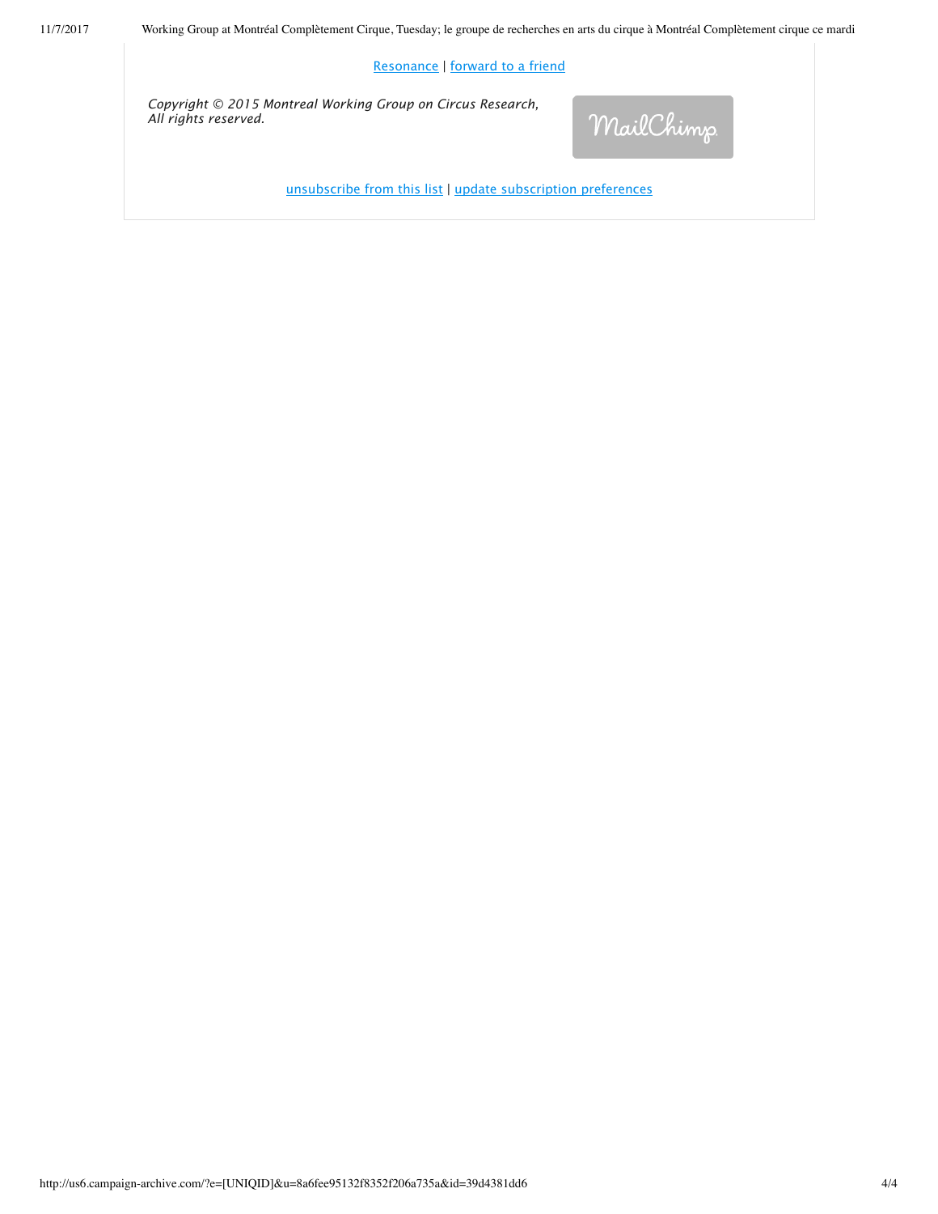Resonance | forward to a friend

*Copyright © 2015 Montreal Working Group on Circus Research, All rights reserved.*

MailChimp

unsubscribe from this list | update subscription preferences